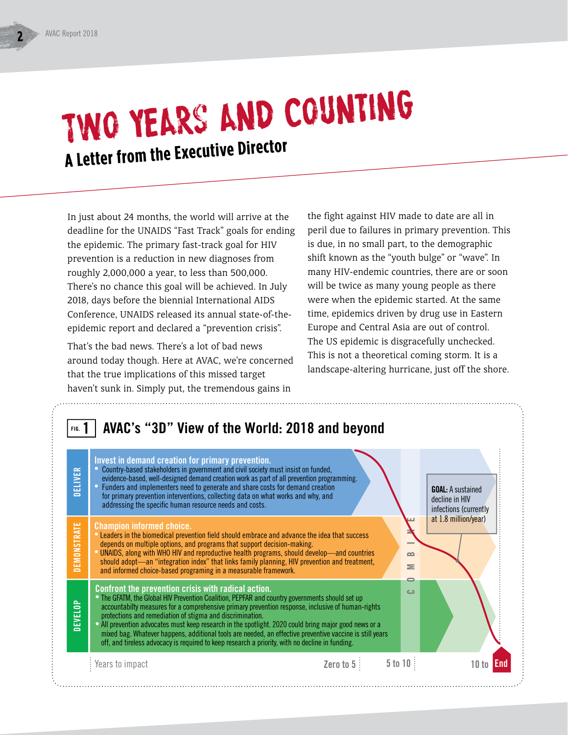# TWO YEARS AND COUNTING

## A Letter from the Executive Director

In just about 24 months, the world will arrive at the deadline for the UNAIDS "Fast Track" goals for ending the epidemic. The primary fast-track goal for HIV prevention is a reduction in new diagnoses from roughly 2,000,000 a year, to less than 500,000. There's no chance this goal will be achieved. In July 2018, days before the biennial International AIDS Conference, UNAIDS released its annual state-of-the-epidemic report and declared a "prevention crisis".

That's the bad news. There's a lot of bad news around today though. Here at AVAC, we're concerned that the true implications of this missed target haven't sunk in. Simply put, the tremendous gains in the fight against HIV made to date are all in peril due to failures in primary prevention. This is due, in no small part, to the demographic shift known as the "youth bulge" or "wave". In many HIV-endemic countries, there are or soon will be twice as many young people as there were when the epidemic started. At the same time, epidemics driven by drug use in Eastern Europe and Central Asia are out of control. The US epidemic is disgracefully unchecked. This is not a theoretical coming storm. It is a landscape-altering hurricane, just off the shore.

**FIG. 1** AVAC's "3D" View of the World: 2018 and beyond

**DELIVER**

**Invest in demand creation for primary prevention.**
- Country-based stakeholders in government and civil society must insist on funded, evidence-based, well-designed demand creation work as part of all prevention programming.
- Funders and implementers need to generate and share costs for demand creation for primary prevention interventions, collecting data on what works and why, and addressing the specific human resource needs and costs.

**DEMONSTRATE**

**Champion informed choice.**
- Leaders in the biomedical prevention field should embrace and advance the idea that success depends on multiple options, and programs that support decision-making.
- UNAIDS, along with WHO HIV and reproductive health programs, should develop—and countries should adopt—an "integration index" that links family planning, HIV prevention and treatment, and informed choice-based programing in a measurable framework.

**DEVELOP**

**Confront the prevention crisis with radical action.**
- The GFATM, the Global HIV Prevention Coalition, PEPFAR and country governments should set up accountabilty measures for a comprehensive primary prevention response, inclusive of human-rights protections and remediation of stigma and discrimination.
- All prevention advocates must keep research in the spotlight. 2020 could bring major good news or a mixed bag. Whatever happens, additional tools are needed, an effective preventive vaccine is still years off, and tireless advocacy is required to keep research a priority, with no decline in funding.

COMBINE

**GOAL:** A sustained decline in HIV infections (currently at 1.8 million/year)

Years to impact: Zero to 5 | 5 to 10 | 10 to End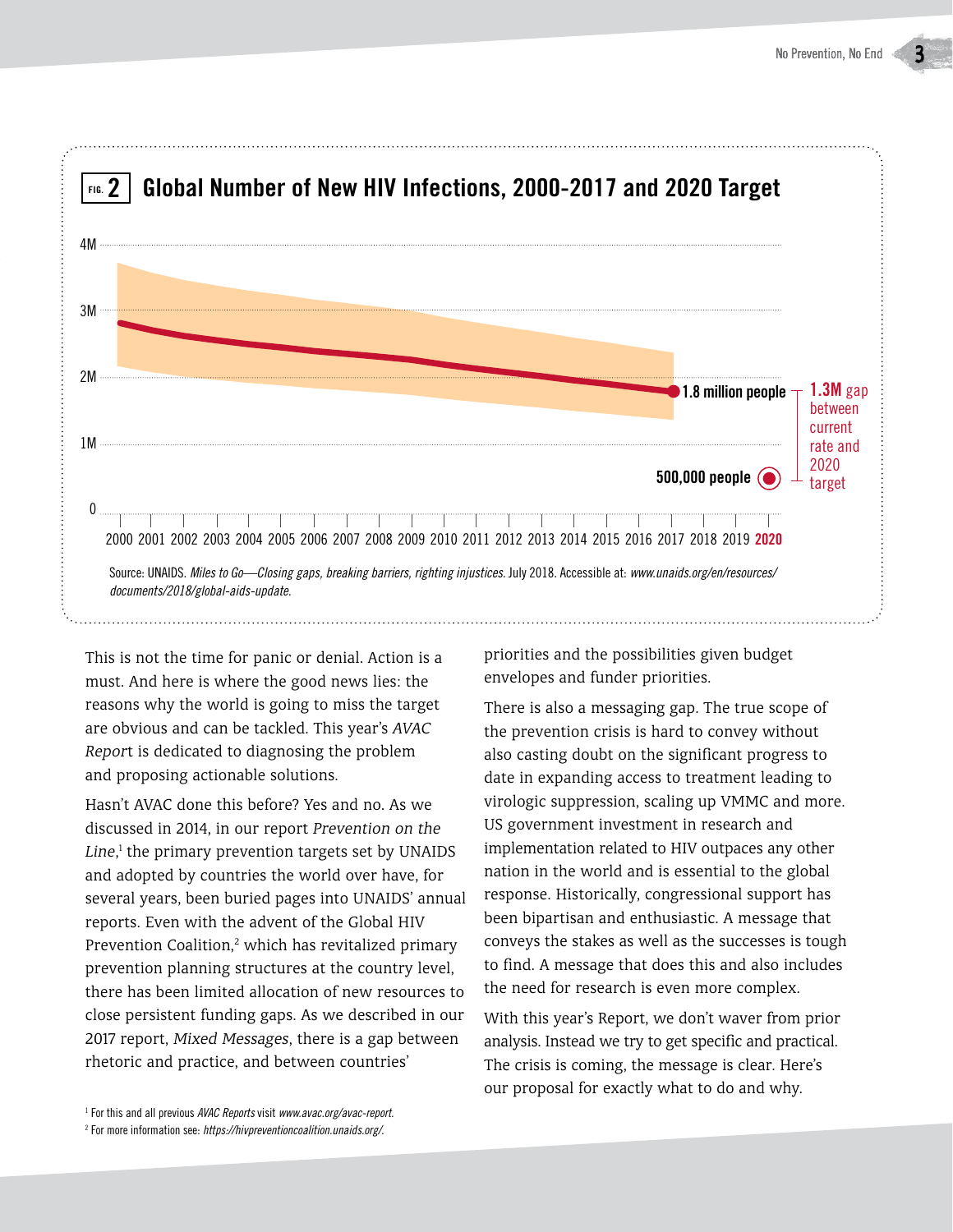**FIG. 2 Global Number of New HIV Infections, 2000-2017 and 2020 Target**

1.8 million people

500,000 people

**1.3M** gap between current rate and 2020 target

Source: UNAIDS. *Miles to Go—Closing gaps, breaking barriers, righting injustices.* July 2018. Accessible at: *www.unaids.org/en/resources/documents/2018/global-aids-update.*

This is not the time for panic or denial. Action is a must. And here is where the good news lies: the reasons why the world is going to miss the target are obvious and can be tackled. This year's *AVAC Report* is dedicated to diagnosing the problem and proposing actionable solutions.

Hasn't AVAC done this before? Yes and no. As we discussed in 2014, in our report *Prevention on the Line*,[1] the primary prevention targets set by UNAIDS and adopted by countries the world over have, for several years, been buried pages into UNAIDS' annual reports. Even with the advent of the Global HIV Prevention Coalition,[2] which has revitalized primary prevention planning structures at the country level, there has been limited allocation of new resources to close persistent funding gaps. As we described in our 2017 report, *Mixed Messages*, there is a gap between rhetoric and practice, and between countries' priorities and the possibilities given budget envelopes and funder priorities.

There is also a messaging gap. The true scope of the prevention crisis is hard to convey without also casting doubt on the significant progress to date in expanding access to treatment leading to virologic suppression, scaling up VMMC and more. US government investment in research and implementation related to HIV outpaces any other nation in the world and is essential to the global response. Historically, congressional support has been bipartisan and enthusiastic. A message that conveys the stakes as well as the successes is tough to find. A message that does this and also includes the need for research is even more complex.

With this year's Report, we don't waver from prior analysis. Instead we try to get specific and practical. The crisis is coming, the message is clear. Here's our proposal for exactly what to do and why.

[1] For this and all previous *AVAC Reports* visit *www.avac.org/avac-report.*

[2] For more information see: *https://hivpreventioncoalition.unaids.org/.*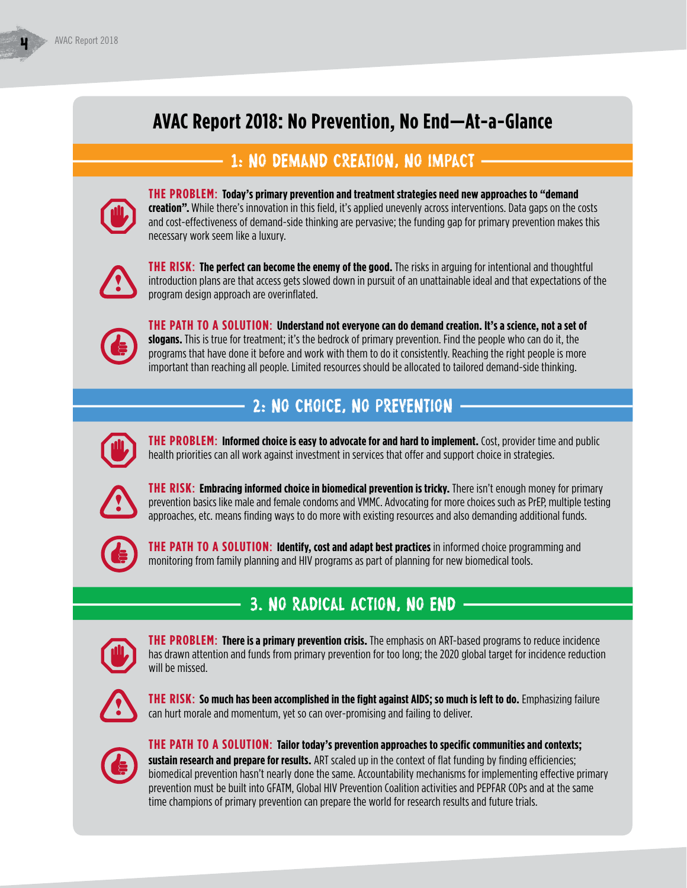# AVAC Report 2018: No Prevention, No End—At-a-Glance

## 1: NO DEMAND CREATION, NO IMPACT

**THE PROBLEM:** **Today's primary prevention and treatment strategies need new approaches to "demand creation".** While there's innovation in this field, it's applied unevenly across interventions. Data gaps on the costs and cost-effectiveness of demand-side thinking are pervasive; the funding gap for primary prevention makes this necessary work seem like a luxury.

**THE RISK:** **The perfect can become the enemy of the good.** The risks in arguing for intentional and thoughtful introduction plans are that access gets slowed down in pursuit of an unattainable ideal and that expectations of the program design approach are overinflated.

**THE PATH TO A SOLUTION:** **Understand not everyone can do demand creation. It's a science, not a set of slogans.** This is true for treatment; it's the bedrock of primary prevention. Find the people who can do it, the programs that have done it before and work with them to do it consistently. Reaching the right people is more important than reaching all people. Limited resources should be allocated to tailored demand-side thinking.

## 2: NO CHOICE, NO PREVENTION

**THE PROBLEM:** **Informed choice is easy to advocate for and hard to implement.** Cost, provider time and public health priorities can all work against investment in services that offer and support choice in strategies.

**THE RISK:** **Embracing informed choice in biomedical prevention is tricky.** There isn't enough money for primary prevention basics like male and female condoms and VMMC. Advocating for more choices such as PrEP, multiple testing approaches, etc. means finding ways to do more with existing resources and also demanding additional funds.

**THE PATH TO A SOLUTION:** **Identify, cost and adapt best practices** in informed choice programming and monitoring from family planning and HIV programs as part of planning for new biomedical tools.

## 3. NO RADICAL ACTION, NO END

**THE PROBLEM:** **There is a primary prevention crisis.** The emphasis on ART-based programs to reduce incidence has drawn attention and funds from primary prevention for too long; the 2020 global target for incidence reduction will be missed.

**THE RISK:** **So much has been accomplished in the fight against AIDS; so much is left to do.** Emphasizing failure can hurt morale and momentum, yet so can over-promising and failing to deliver.

**THE PATH TO A SOLUTION:** **Tailor today's prevention approaches to specific communities and contexts; sustain research and prepare for results.** ART scaled up in the context of flat funding by finding efficiencies; biomedical prevention hasn't nearly done the same. Accountability mechanisms for implementing effective primary prevention must be built into GFATM, Global HIV Prevention Coalition activities and PEPFAR COPs and at the same time champions of primary prevention can prepare the world for research results and future trials.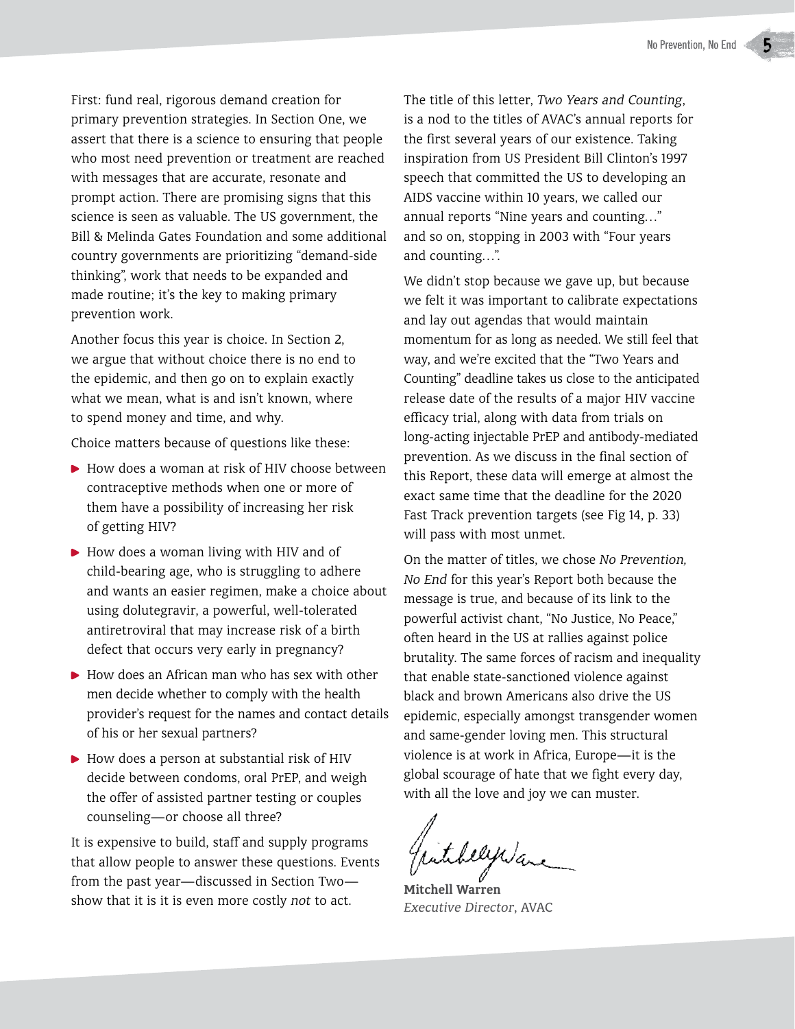First: fund real, rigorous demand creation for primary prevention strategies. In Section One, we assert that there is a science to ensuring that people who most need prevention or treatment are reached with messages that are accurate, resonate and prompt action. There are promising signs that this science is seen as valuable. The US government, the Bill & Melinda Gates Foundation and some additional country governments are prioritizing "demand-side thinking", work that needs to be expanded and made routine; it's the key to making primary prevention work.

Another focus this year is choice. In Section 2, we argue that without choice there is no end to the epidemic, and then go on to explain exactly what we mean, what is and isn't known, where to spend money and time, and why.

Choice matters because of questions like these:

- How does a woman at risk of HIV choose between contraceptive methods when one or more of them have a possibility of increasing her risk of getting HIV?
- How does a woman living with HIV and of child-bearing age, who is struggling to adhere and wants an easier regimen, make a choice about using dolutegravir, a powerful, well-tolerated antiretroviral that may increase risk of a birth defect that occurs very early in pregnancy?
- How does an African man who has sex with other men decide whether to comply with the health provider's request for the names and contact details of his or her sexual partners?
- How does a person at substantial risk of HIV decide between condoms, oral PrEP, and weigh the offer of assisted partner testing or couples counseling—or choose all three?

It is expensive to build, staff and supply programs that allow people to answer these questions. Events from the past year—discussed in Section Two—show that it is it is even more costly *not* to act.

The title of this letter, *Two Years and Counting*, is a nod to the titles of AVAC's annual reports for the first several years of our existence. Taking inspiration from US President Bill Clinton's 1997 speech that committed the US to developing an AIDS vaccine within 10 years, we called our annual reports "Nine years and counting…" and so on, stopping in 2003 with "Four years and counting…".

We didn't stop because we gave up, but because we felt it was important to calibrate expectations and lay out agendas that would maintain momentum for as long as needed. We still feel that way, and we're excited that the "Two Years and Counting" deadline takes us close to the anticipated release date of the results of a major HIV vaccine efficacy trial, along with data from trials on long-acting injectable PrEP and antibody-mediated prevention. As we discuss in the final section of this Report, these data will emerge at almost the exact same time that the deadline for the 2020 Fast Track prevention targets (see Fig 14, p. 33) will pass with most unmet.

On the matter of titles, we chose *No Prevention, No End* for this year's Report both because the message is true, and because of its link to the powerful activist chant, "No Justice, No Peace," often heard in the US at rallies against police brutality. The same forces of racism and inequality that enable state-sanctioned violence against black and brown Americans also drive the US epidemic, especially amongst transgender women and same-gender loving men. This structural violence is at work in Africa, Europe—it is the global scourage of hate that we fight every day, with all the love and joy we can muster.

**Mitchell Warren**
*Executive Director*, AVAC